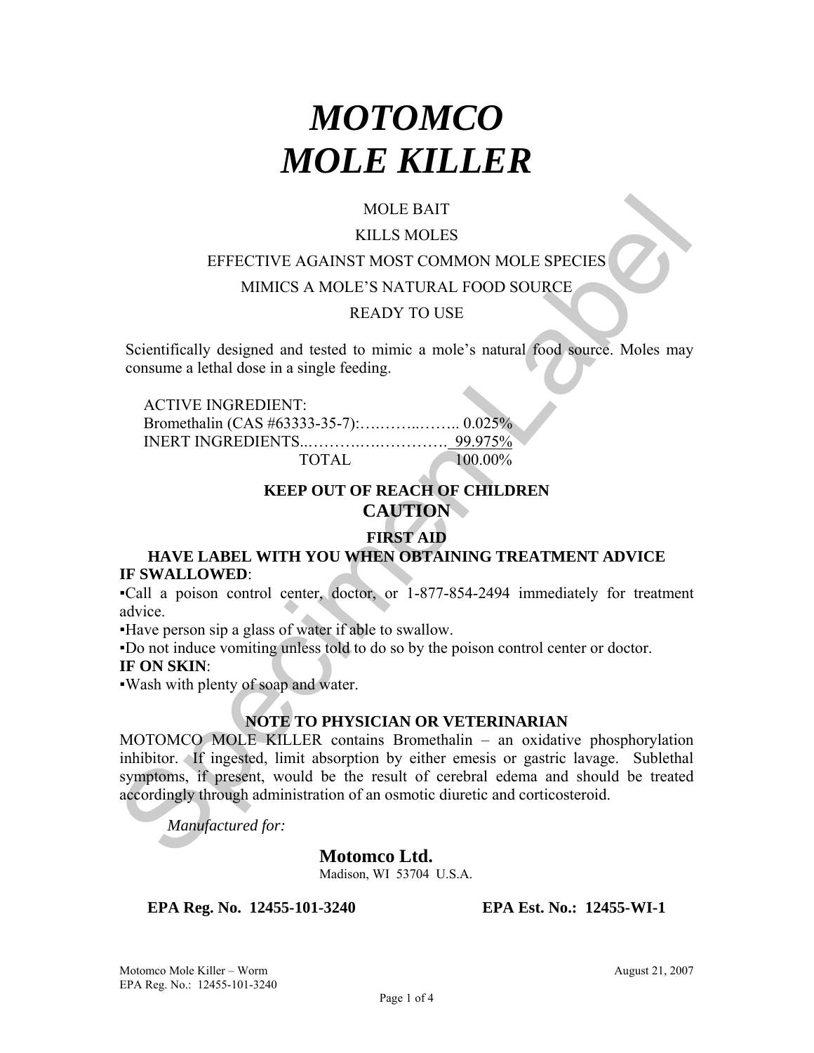# *MOTOMCO*
# *MOLE KILLER*

MOLE BAIT

KILLS MOLES

EFFECTIVE AGAINST MOST COMMON MOLE SPECIES

MIMICS A MOLE'S NATURAL FOOD SOURCE

READY TO USE

Scientifically designed and tested to mimic a mole's natural food source. Moles may consume a lethal dose in a single feeding.

| | |
|---|---|
| ACTIVE INGREDIENT: | |
| Bromethalin (CAS #63333-35-7):……….……….. | 0.025% |
| INERT INGREDIENTS..……….…….…………. | 99.975% |
| TOTAL | 100.00% |

**KEEP OUT OF REACH OF CHILDREN**

**CAUTION**

**FIRST AID**

**HAVE LABEL WITH YOU WHEN OBTAINING TREATMENT ADVICE**

**IF SWALLOWED**:

▪Call a poison control center, doctor, or 1-877-854-2494 immediately for treatment advice.

▪Have person sip a glass of water if able to swallow.

▪Do not induce vomiting unless told to do so by the poison control center or doctor.

**IF ON SKIN**:

▪Wash with plenty of soap and water.

**NOTE TO PHYSICIAN OR VETERINARIAN**

MOTOMCO MOLE KILLER contains Bromethalin – an oxidative phosphorylation inhibitor. If ingested, limit absorption by either emesis or gastric lavage. Sublethal symptoms, if present, would be the result of cerebral edema and should be treated accordingly through administration of an osmotic diuretic and corticosteroid.

*Manufactured for:*

**Motomco Ltd.**
Madison, WI 53704 U.S.A.

**EPA Reg. No. 12455-101-3240** **EPA Est. No.: 12455-WI-1**

Motomco Mole Killer – Worm
EPA Reg. No.: 12455-101-3240
August 21, 2007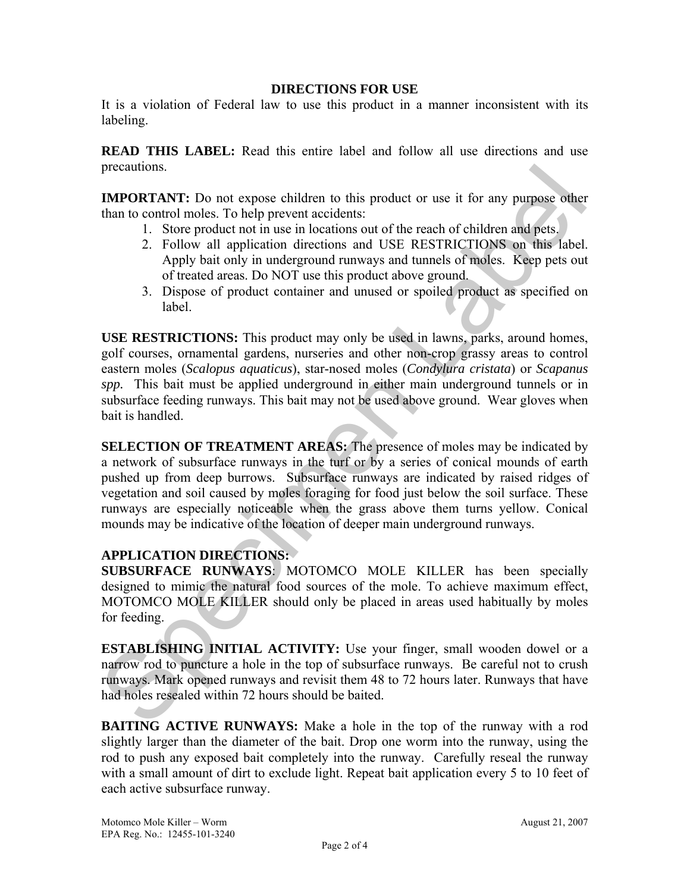## DIRECTIONS FOR USE

It is a violation of Federal law to use this product in a manner inconsistent with its labeling.

**READ THIS LABEL:** Read this entire label and follow all use directions and use precautions.

**IMPORTANT:** Do not expose children to this product or use it for any purpose other than to control moles. To help prevent accidents:

1. Store product not in use in locations out of the reach of children and pets.
2. Follow all application directions and USE RESTRICTIONS on this label. Apply bait only in underground runways and tunnels of moles. Keep pets out of treated areas. Do NOT use this product above ground.
3. Dispose of product container and unused or spoiled product as specified on label.

**USE RESTRICTIONS:** This product may only be used in lawns, parks, around homes, golf courses, ornamental gardens, nurseries and other non-crop grassy areas to control eastern moles (*Scalopus aquaticus*), star-nosed moles (*Condylura cristata*) or *Scapanus spp.* This bait must be applied underground in either main underground tunnels or in subsurface feeding runways. This bait may not be used above ground. Wear gloves when bait is handled.

**SELECTION OF TREATMENT AREAS:** The presence of moles may be indicated by a network of subsurface runways in the turf or by a series of conical mounds of earth pushed up from deep burrows. Subsurface runways are indicated by raised ridges of vegetation and soil caused by moles foraging for food just below the soil surface. These runways are especially noticeable when the grass above them turns yellow. Conical mounds may be indicative of the location of deeper main underground runways.

**APPLICATION DIRECTIONS:**

**SUBSURFACE RUNWAYS**: MOTOMCO MOLE KILLER has been specially designed to mimic the natural food sources of the mole. To achieve maximum effect, MOTOMCO MOLE KILLER should only be placed in areas used habitually by moles for feeding.

**ESTABLISHING INITIAL ACTIVITY:** Use your finger, small wooden dowel or a narrow rod to puncture a hole in the top of subsurface runways. Be careful not to crush runways. Mark opened runways and revisit them 48 to 72 hours later. Runways that have had holes resealed within 72 hours should be baited.

**BAITING ACTIVE RUNWAYS:** Make a hole in the top of the runway with a rod slightly larger than the diameter of the bait. Drop one worm into the runway, using the rod to push any exposed bait completely into the runway. Carefully reseal the runway with a small amount of dirt to exclude light. Repeat bait application every 5 to 10 feet of each active subsurface runway.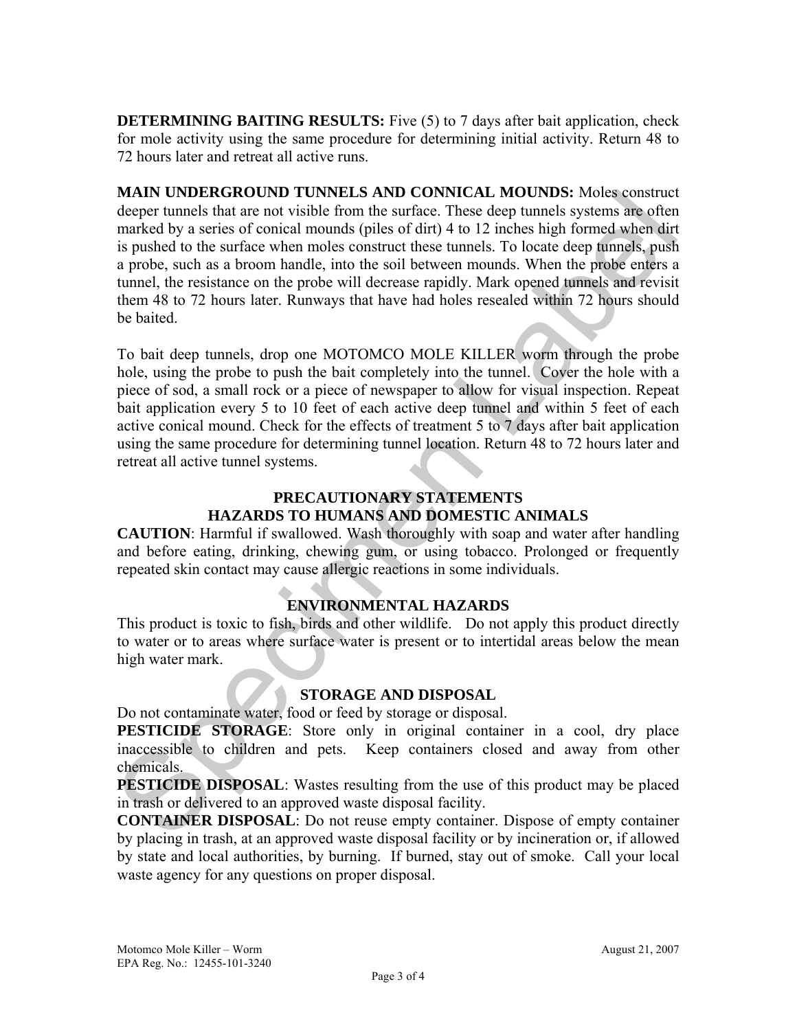**DETERMINING BAITING RESULTS:** Five (5) to 7 days after bait application, check for mole activity using the same procedure for determining initial activity. Return 48 to 72 hours later and retreat all active runs.

**MAIN UNDERGROUND TUNNELS AND CONNICAL MOUNDS:** Moles construct deeper tunnels that are not visible from the surface. These deep tunnels systems are often marked by a series of conical mounds (piles of dirt) 4 to 12 inches high formed when dirt is pushed to the surface when moles construct these tunnels. To locate deep tunnels, push a probe, such as a broom handle, into the soil between mounds. When the probe enters a tunnel, the resistance on the probe will decrease rapidly. Mark opened tunnels and revisit them 48 to 72 hours later. Runways that have had holes resealed within 72 hours should be baited.

To bait deep tunnels, drop one MOTOMCO MOLE KILLER worm through the probe hole, using the probe to push the bait completely into the tunnel. Cover the hole with a piece of sod, a small rock or a piece of newspaper to allow for visual inspection. Repeat bait application every 5 to 10 feet of each active deep tunnel and within 5 feet of each active conical mound. Check for the effects of treatment 5 to 7 days after bait application using the same procedure for determining tunnel location. Return 48 to 72 hours later and retreat all active tunnel systems.

## PRECAUTIONARY STATEMENTS

## HAZARDS TO HUMANS AND DOMESTIC ANIMALS

**CAUTION**: Harmful if swallowed. Wash thoroughly with soap and water after handling and before eating, drinking, chewing gum, or using tobacco. Prolonged or frequently repeated skin contact may cause allergic reactions in some individuals.

## ENVIRONMENTAL HAZARDS

This product is toxic to fish, birds and other wildlife. Do not apply this product directly to water or to areas where surface water is present or to intertidal areas below the mean high water mark.

## STORAGE AND DISPOSAL

Do not contaminate water, food or feed by storage or disposal.

**PESTICIDE STORAGE**: Store only in original container in a cool, dry place inaccessible to children and pets. Keep containers closed and away from other chemicals.

**PESTICIDE DISPOSAL**: Wastes resulting from the use of this product may be placed in trash or delivered to an approved waste disposal facility.

**CONTAINER DISPOSAL**: Do not reuse empty container. Dispose of empty container by placing in trash, at an approved waste disposal facility or by incineration or, if allowed by state and local authorities, by burning. If burned, stay out of smoke. Call your local waste agency for any questions on proper disposal.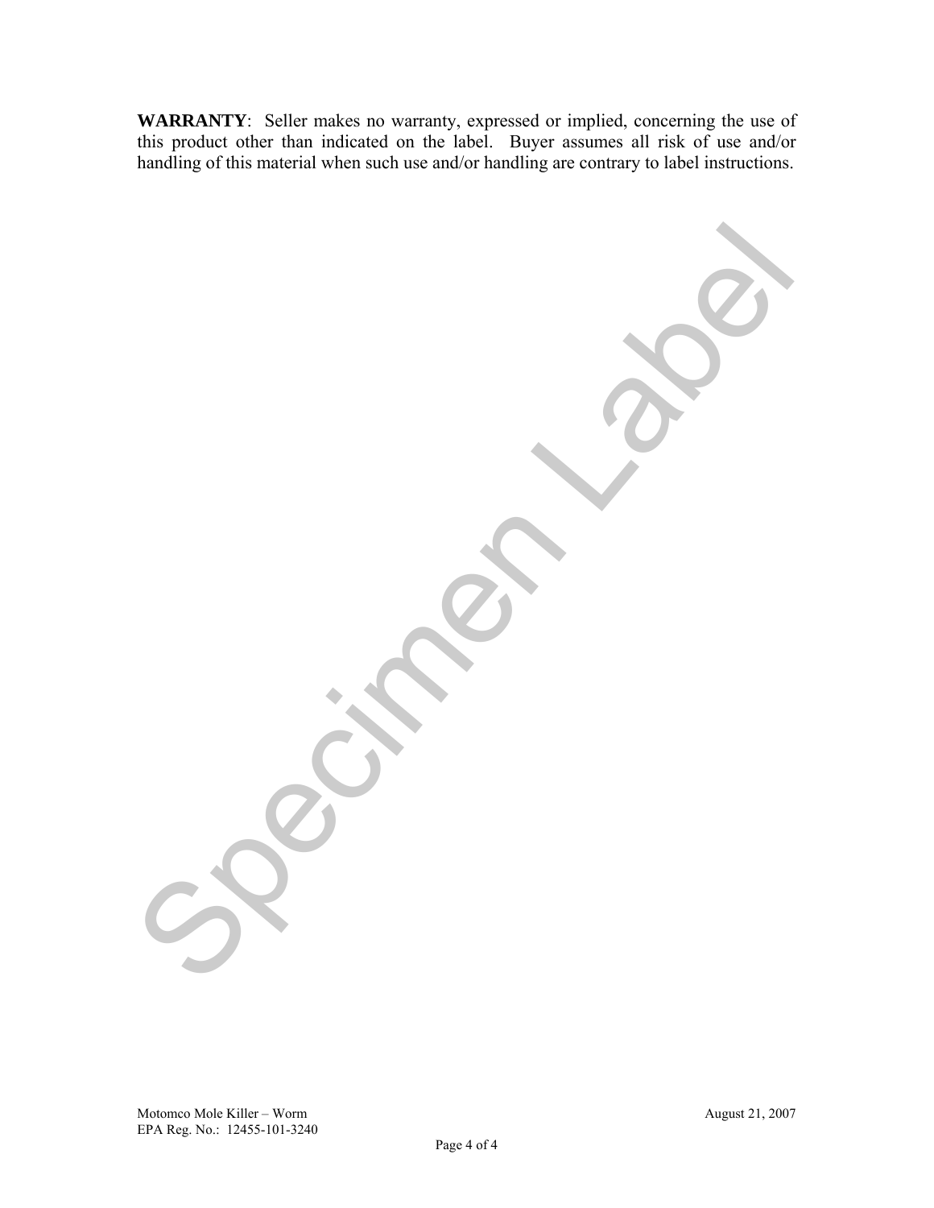**WARRANTY**: Seller makes no warranty, expressed or implied, concerning the use of this product other than indicated on the label. Buyer assumes all risk of use and/or handling of this material when such use and/or handling are contrary to label instructions.